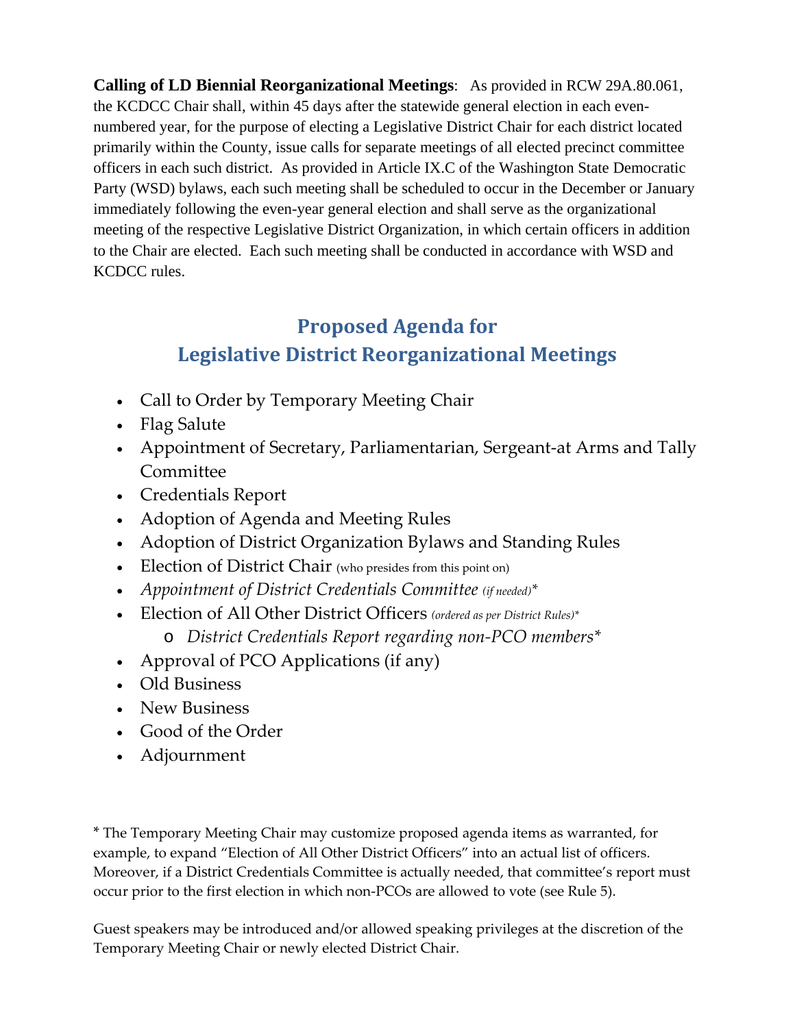**Calling of LD Biennial Reorganizational Meetings**: As provided in RCW 29A.80.061, the KCDCC Chair shall, within 45 days after the statewide general election in each even-numbered year, for the purpose of electing a Legislative District Chair for each district located primarily within the County, issue calls for separate meetings of all elected precinct committee officers in each such district. As provided in Article IX.C of the Washington State Democratic Party (WSD) bylaws, each such meeting shall be scheduled to occur in the December or January immediately following the even-year general election and shall serve as the organizational meeting of the respective Legislative District Organization, in which certain officers in addition to the Chair are elected. Each such meeting shall be conducted in accordance with WSD and KCDCC rules.

## Proposed Agenda for Legislative District Reorganizational Meetings

- Call to Order by Temporary Meeting Chair
- Flag Salute
- Appointment of Secretary, Parliamentarian, Sergeant-at Arms and Tally Committee
- Credentials Report
- Adoption of Agenda and Meeting Rules
- Adoption of District Organization Bylaws and Standing Rules
- Election of District Chair (who presides from this point on)
- *Appointment of District Credentials Committee (if needed)**
- Election of All Other District Officers *(ordered as per District Rules)**
    - *District Credentials Report regarding non-PCO members**
- Approval of PCO Applications (if any)
- Old Business
- New Business
- Good of the Order
- Adjournment

* The Temporary Meeting Chair may customize proposed agenda items as warranted, for example, to expand "Election of All Other District Officers" into an actual list of officers. Moreover, if a District Credentials Committee is actually needed, that committee's report must occur prior to the first election in which non-PCOs are allowed to vote (see Rule 5).

Guest speakers may be introduced and/or allowed speaking privileges at the discretion of the Temporary Meeting Chair or newly elected District Chair.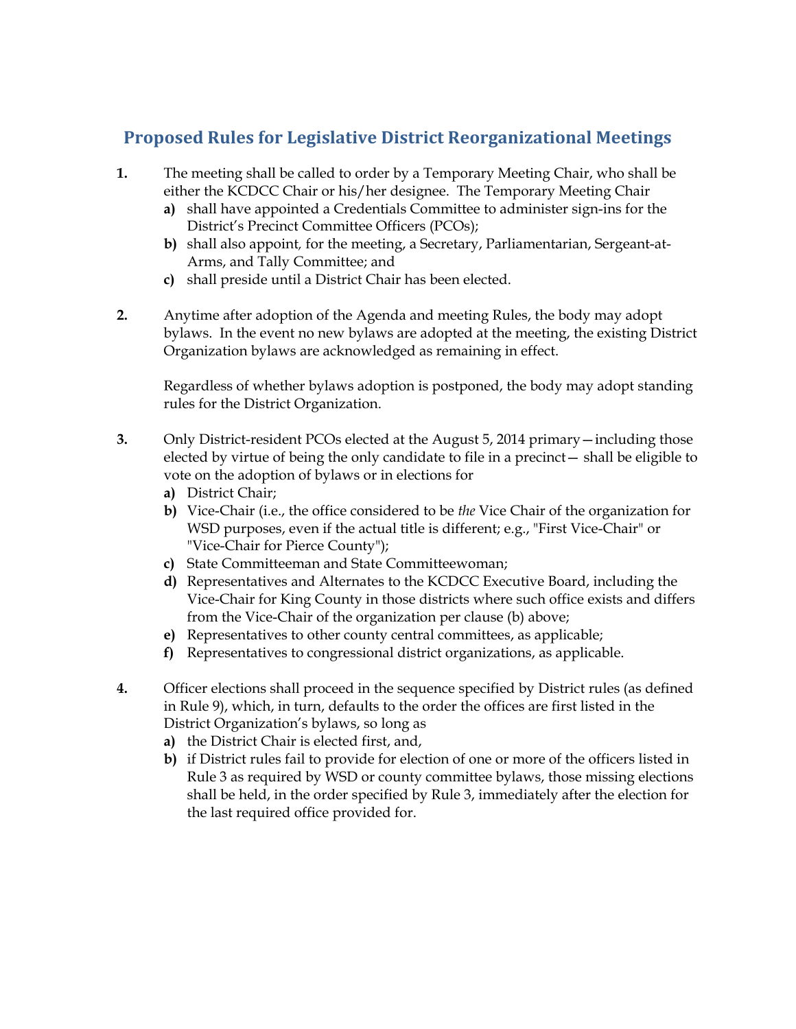## Proposed Rules for Legislative District Reorganizational Meetings

**1.** The meeting shall be called to order by a Temporary Meeting Chair, who shall be either the KCDCC Chair or his/her designee. The Temporary Meeting Chair

- **a)** shall have appointed a Credentials Committee to administer sign-ins for the District's Precinct Committee Officers (PCOs);
- **b)** shall also appoint, for the meeting, a Secretary, Parliamentarian, Sergeant-at-Arms, and Tally Committee; and
- **c)** shall preside until a District Chair has been elected.

**2.** Anytime after adoption of the Agenda and meeting Rules, the body may adopt bylaws. In the event no new bylaws are adopted at the meeting, the existing District Organization bylaws are acknowledged as remaining in effect.

Regardless of whether bylaws adoption is postponed, the body may adopt standing rules for the District Organization.

**3.** Only District-resident PCOs elected at the August 5, 2014 primary—including those elected by virtue of being the only candidate to file in a precinct— shall be eligible to vote on the adoption of bylaws or in elections for

- **a)** District Chair;
- **b)** Vice-Chair (i.e., the office considered to be *the* Vice Chair of the organization for WSD purposes, even if the actual title is different; e.g., "First Vice-Chair" or "Vice-Chair for Pierce County");
- **c)** State Committeeman and State Committeewoman;
- **d)** Representatives and Alternates to the KCDCC Executive Board, including the Vice-Chair for King County in those districts where such office exists and differs from the Vice-Chair of the organization per clause (b) above;
- **e)** Representatives to other county central committees, as applicable;
- **f)** Representatives to congressional district organizations, as applicable.

**4.** Officer elections shall proceed in the sequence specified by District rules (as defined in Rule 9), which, in turn, defaults to the order the offices are first listed in the District Organization's bylaws, so long as

- **a)** the District Chair is elected first, and,
- **b)** if District rules fail to provide for election of one or more of the officers listed in Rule 3 as required by WSD or county committee bylaws, those missing elections shall be held, in the order specified by Rule 3, immediately after the election for the last required office provided for.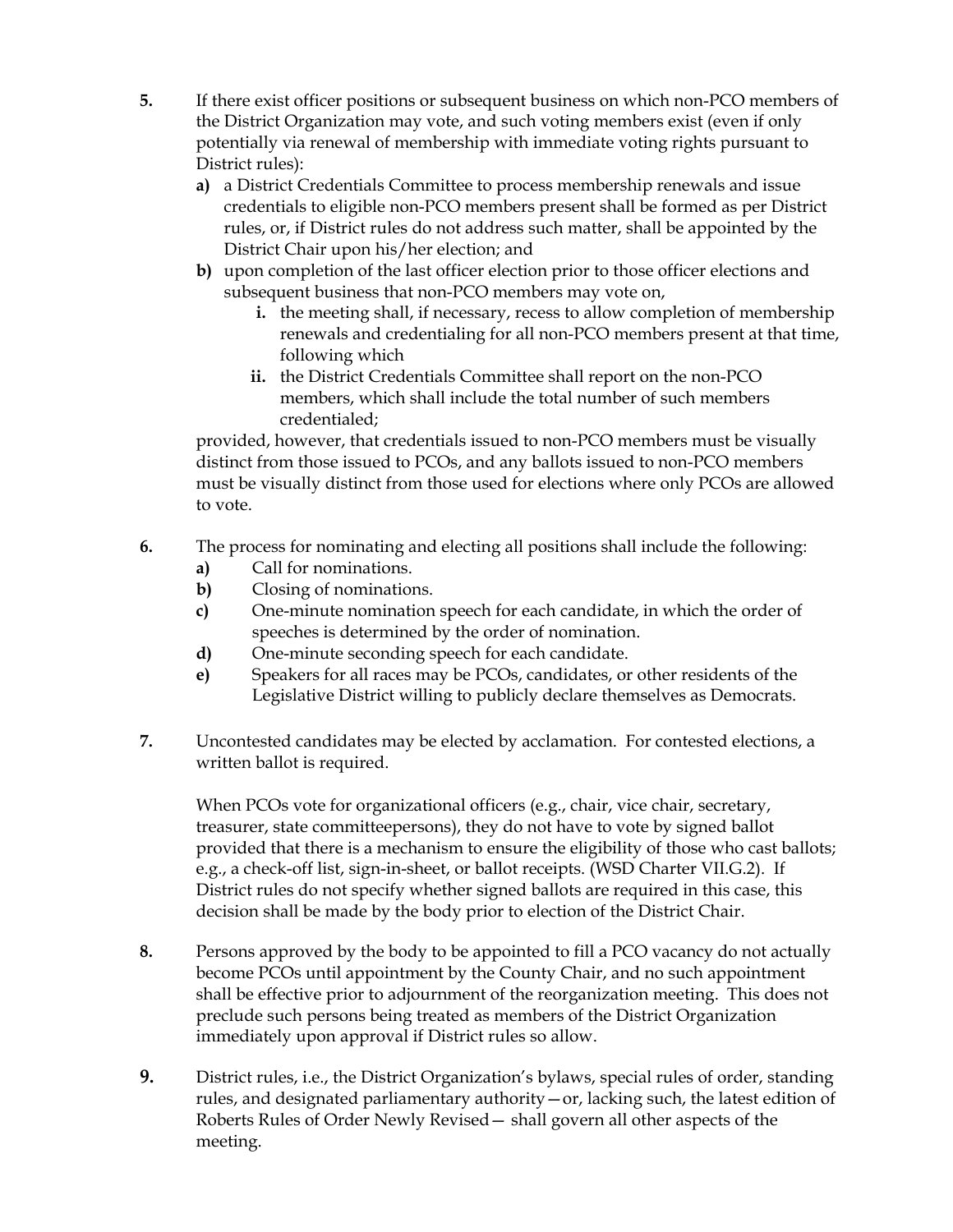**5.** If there exist officer positions or subsequent business on which non-PCO members of the District Organization may vote, and such voting members exist (even if only potentially via renewal of membership with immediate voting rights pursuant to District rules):

- **a)** a District Credentials Committee to process membership renewals and issue credentials to eligible non-PCO members present shall be formed as per District rules, or, if District rules do not address such matter, shall be appointed by the District Chair upon his/her election; and
- **b)** upon completion of the last officer election prior to those officer elections and subsequent business that non-PCO members may vote on,
  - **i.** the meeting shall, if necessary, recess to allow completion of membership renewals and credentialing for all non-PCO members present at that time, following which
  - **ii.** the District Credentials Committee shall report on the non-PCO members, which shall include the total number of such members credentialed;

provided, however, that credentials issued to non-PCO members must be visually distinct from those issued to PCOs, and any ballots issued to non-PCO members must be visually distinct from those used for elections where only PCOs are allowed to vote.

**6.** The process for nominating and electing all positions shall include the following:

- **a)** Call for nominations.
- **b)** Closing of nominations.
- **c)** One-minute nomination speech for each candidate, in which the order of speeches is determined by the order of nomination.
- **d)** One-minute seconding speech for each candidate.
- **e)** Speakers for all races may be PCOs, candidates, or other residents of the Legislative District willing to publicly declare themselves as Democrats.

**7.** Uncontested candidates may be elected by acclamation. For contested elections, a written ballot is required.

When PCOs vote for organizational officers (e.g., chair, vice chair, secretary, treasurer, state committeepersons), they do not have to vote by signed ballot provided that there is a mechanism to ensure the eligibility of those who cast ballots; e.g., a check-off list, sign-in-sheet, or ballot receipts. (WSD Charter VII.G.2). If District rules do not specify whether signed ballots are required in this case, this decision shall be made by the body prior to election of the District Chair.

**8.** Persons approved by the body to be appointed to fill a PCO vacancy do not actually become PCOs until appointment by the County Chair, and no such appointment shall be effective prior to adjournment of the reorganization meeting. This does not preclude such persons being treated as members of the District Organization immediately upon approval if District rules so allow.

**9.** District rules, i.e., the District Organization's bylaws, special rules of order, standing rules, and designated parliamentary authority—or, lacking such, the latest edition of Roberts Rules of Order Newly Revised— shall govern all other aspects of the meeting.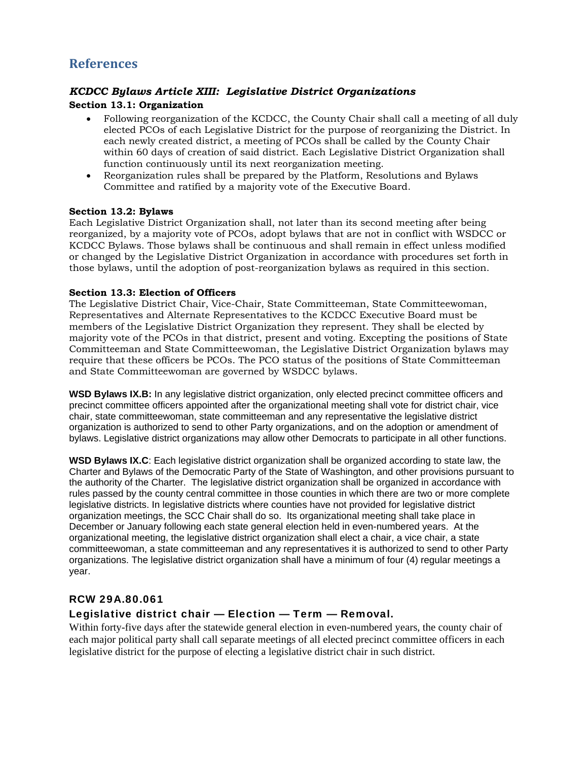## References

### *KCDCC Bylaws Article XIII: Legislative District Organizations*

**Section 13.1: Organization**

- Following reorganization of the KCDCC, the County Chair shall call a meeting of all duly elected PCOs of each Legislative District for the purpose of reorganizing the District. In each newly created district, a meeting of PCOs shall be called by the County Chair within 60 days of creation of said district. Each Legislative District Organization shall function continuously until its next reorganization meeting.
- Reorganization rules shall be prepared by the Platform, Resolutions and Bylaws Committee and ratified by a majority vote of the Executive Board.

**Section 13.2: Bylaws**

Each Legislative District Organization shall, not later than its second meeting after being reorganized, by a majority vote of PCOs, adopt bylaws that are not in conflict with WSDCC or KCDCC Bylaws. Those bylaws shall be continuous and shall remain in effect unless modified or changed by the Legislative District Organization in accordance with procedures set forth in those bylaws, until the adoption of post-reorganization bylaws as required in this section.

**Section 13.3: Election of Officers**

The Legislative District Chair, Vice-Chair, State Committeeman, State Committeewoman, Representatives and Alternate Representatives to the KCDCC Executive Board must be members of the Legislative District Organization they represent. They shall be elected by majority vote of the PCOs in that district, present and voting. Excepting the positions of State Committeeman and State Committeewoman, the Legislative District Organization bylaws may require that these officers be PCOs. The PCO status of the positions of State Committeeman and State Committeewoman are governed by WSDCC bylaws.

**WSD Bylaws IX.B:** In any legislative district organization, only elected precinct committee officers and precinct committee officers appointed after the organizational meeting shall vote for district chair, vice chair, state committeewoman, state committeeman and any representative the legislative district organization is authorized to send to other Party organizations, and on the adoption or amendment of bylaws. Legislative district organizations may allow other Democrats to participate in all other functions.

**WSD Bylaws IX.C**: Each legislative district organization shall be organized according to state law, the Charter and Bylaws of the Democratic Party of the State of Washington, and other provisions pursuant to the authority of the Charter. The legislative district organization shall be organized in accordance with rules passed by the county central committee in those counties in which there are two or more complete legislative districts. In legislative districts where counties have not provided for legislative district organization meetings, the SCC Chair shall do so. Its organizational meeting shall take place in December or January following each state general election held in even-numbered years. At the organizational meeting, the legislative district organization shall elect a chair, a vice chair, a state committeewoman, a state committeeman and any representatives it is authorized to send to other Party organizations. The legislative district organization shall have a minimum of four (4) regular meetings a year.

### RCW 29A.80.061

### Legislative district chair — Election — Term — Removal.

Within forty-five days after the statewide general election in even-numbered years, the county chair of each major political party shall call separate meetings of all elected precinct committee officers in each legislative district for the purpose of electing a legislative district chair in such district.